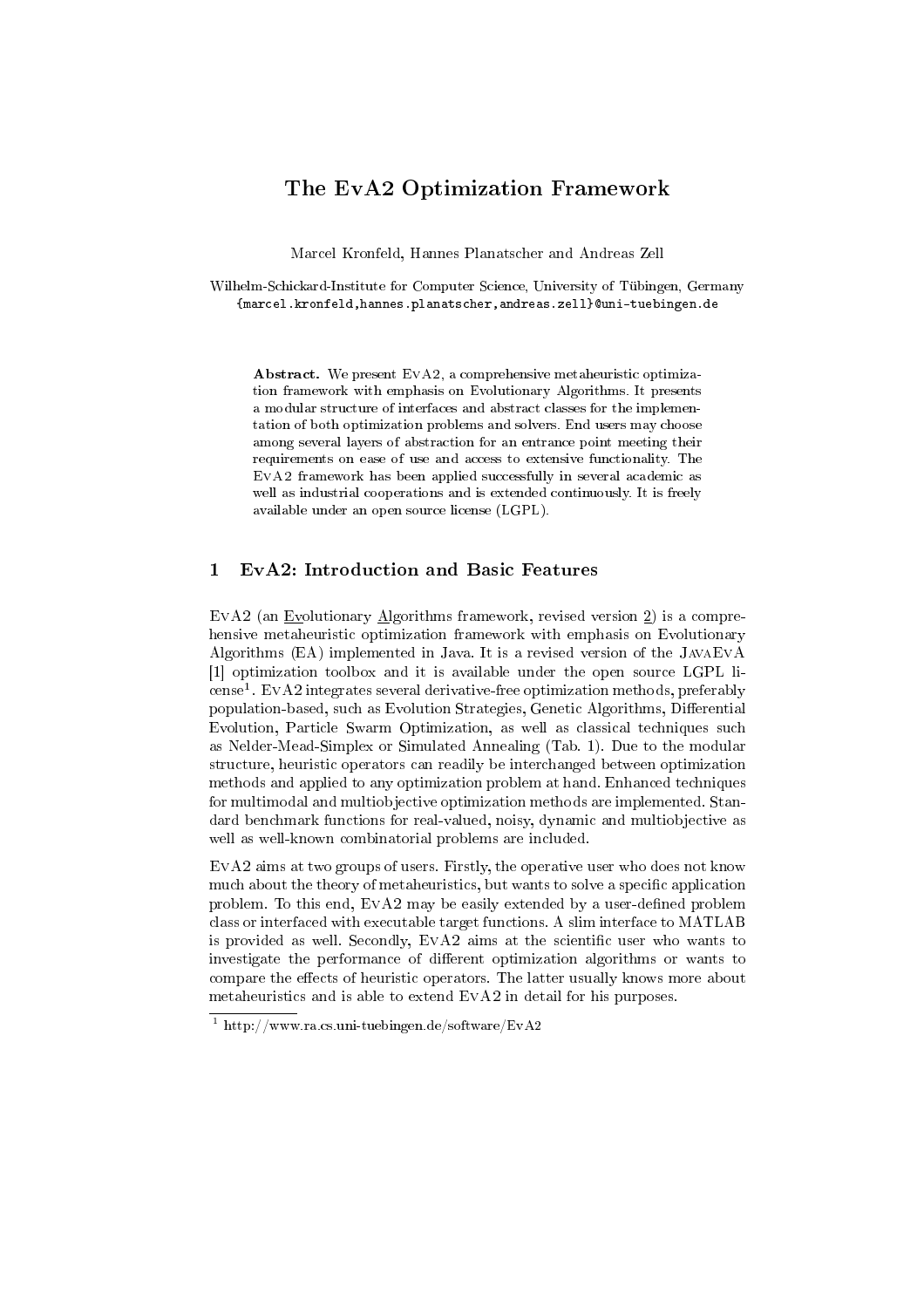# The EvA2 Optimization Framework

Marcel Kronfeld, Hannes Planatscher and Andreas Zell

Wilhelm-Schickard-Institute for Computer Science, University of Tübingen, Germany
{marcel.kronfeld,hannes.planatscher,andreas.zell}@uni-tuebingen.de

**Abstract.** We present EvA2, a comprehensive metaheuristic optimization framework with emphasis on Evolutionary Algorithms. It presents a modular structure of interfaces and abstract classes for the implementation of both optimization problems and solvers. End users may choose among several layers of abstraction for an entrance point meeting their requirements on ease of use and access to extensive functionality. The EvA2 framework has been applied successfully in several academic as well as industrial cooperations and is extended continuously. It is freely available under an open source license (LGPL).

## 1 EvA2: Introduction and Basic Features

EvA2 (an Evolutionary Algorithms framework, revised version 2) is a comprehensive metaheuristic optimization framework with emphasis on Evolutionary Algorithms (EA) implemented in Java. It is a revised version of the JavaEvA [1] optimization toolbox and it is available under the open source LGPL license[1]. EvA2 integrates several derivative-free optimization methods, preferably population-based, such as Evolution Strategies, Genetic Algorithms, Differential Evolution, Particle Swarm Optimization, as well as classical techniques such as Nelder-Mead-Simplex or Simulated Annealing (Tab. 1). Due to the modular structure, heuristic operators can readily be interchanged between optimization methods and applied to any optimization problem at hand. Enhanced techniques for multimodal and multiobjective optimization methods are implemented. Standard benchmark functions for real-valued, noisy, dynamic and multiobjective as well as well-known combinatorial problems are included.

EvA2 aims at two groups of users. Firstly, the operative user who does not know much about the theory of metaheuristics, but wants to solve a specific application problem. To this end, EvA2 may be easily extended by a user-defined problem class or interfaced with executable target functions. A slim interface to MATLAB is provided as well. Secondly, EvA2 aims at the scientific user who wants to investigate the performance of different optimization algorithms or wants to compare the effects of heuristic operators. The latter usually knows more about metaheuristics and is able to extend EvA2 in detail for his purposes.

[1] http://www.ra.cs.uni-tuebingen.de/software/EvA2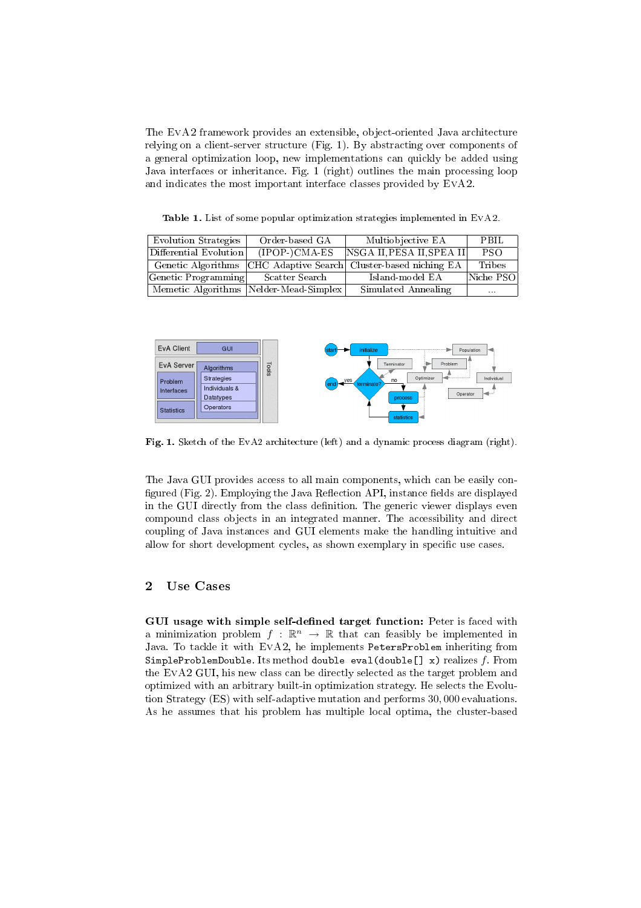The EvA2 framework provides an extensible, object-oriented Java architecture relying on a client-server structure (Fig. 1). By abstracting over components of a general optimization loop, new implementations can quickly be added using Java interfaces or inheritance. Fig. 1 (right) outlines the main processing loop and indicates the most important interface classes provided by EvA2.

**Table 1.** List of some popular optimization strategies implemented in EvA2.

| | | | |
|---|---|---|---|
| Evolution Strategies | Order-based GA | Multiobjective EA | PBIL |
| Differential Evolution | (IPOP-)CMA-ES | NSGA II, PESA II, SPEA II | PSO |
| Genetic Algorithms | CHC Adaptive Search | Cluster-based niching EA | Tribes |
| Genetic Programming | Scatter Search | Island-model EA | Niche PSO |
| Memetic Algorithms | Nelder-Mead-Simplex | Simulated Annealing | ... |

**Fig. 1.** Sketch of the EvA2 architecture (left) and a dynamic process diagram (right).

The Java GUI provides access to all main components, which can be easily configured (Fig. 2). Employing the Java Reflection API, instance fields are displayed in the GUI directly from the class definition. The generic viewer displays even compound class objects in an integrated manner. The accessibility and direct coupling of Java instances and GUI elements make the handling intuitive and allow for short development cycles, as shown exemplary in specific use cases.

## 2 Use Cases

**GUI usage with simple self-defined target function:** Peter is faced with a minimization problem $f : \mathbb{R}^n \rightarrow \mathbb{R}$ that can feasibly be implemented in Java. To tackle it with EvA2, he implements `PetersProblem` inheriting from `SimpleProblemDouble`. Its method `double eval(double[] x)` realizes $f$. From the EvA2 GUI, his new class can be directly selected as the target problem and optimized with an arbitrary built-in optimization strategy. He selects the Evolution Strategy (ES) with self-adaptive mutation and performs 30,000 evaluations. As he assumes that his problem has multiple local optima, the cluster-based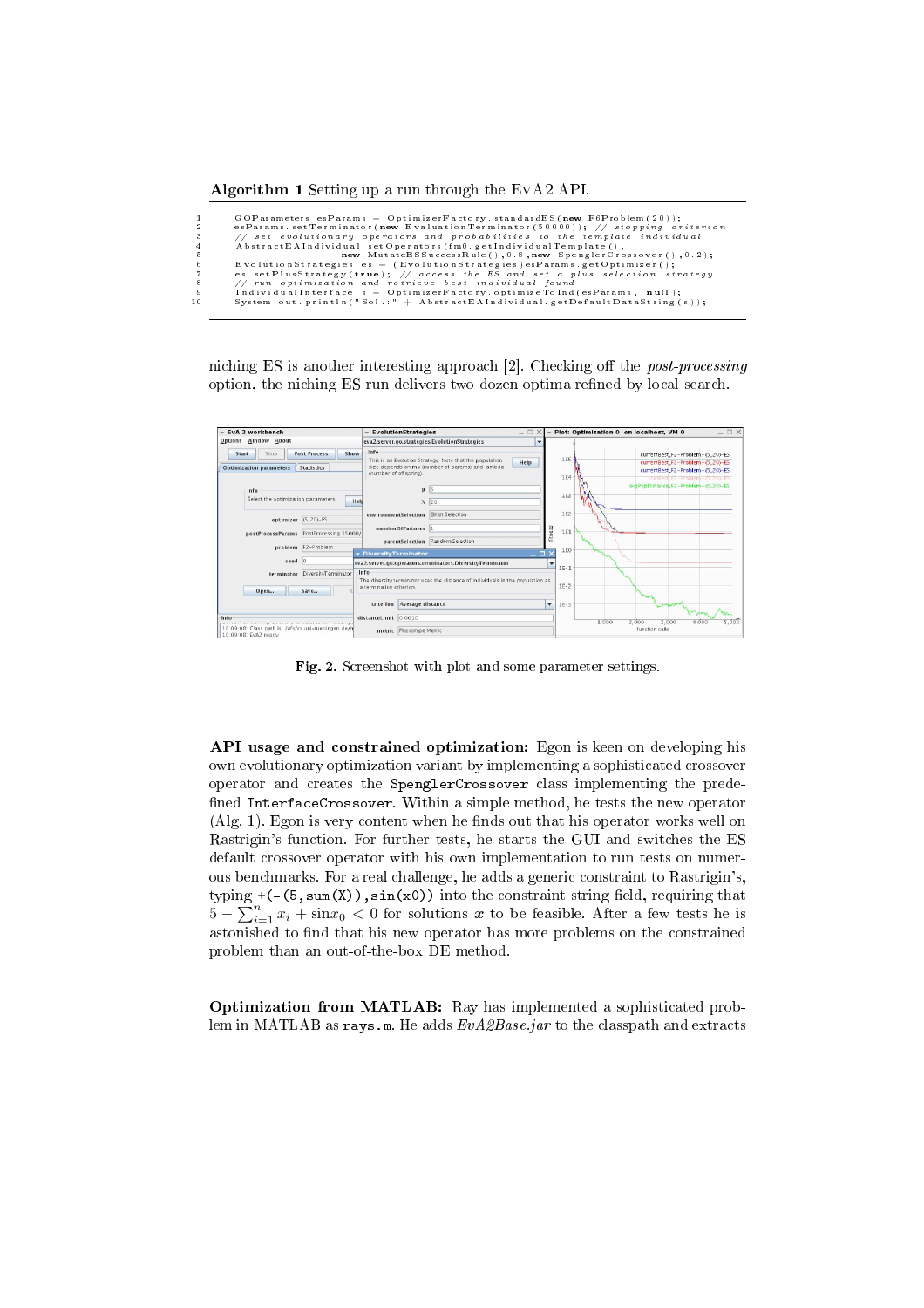**Algorithm 1** Setting up a run through the EvA2 API.

```
1   GOParameters esParams = OptimizerFactory.standardES(new F6Problem(20));
2   esParams.setTerminator(new EvaluationTerminator(50000)); // stopping criterion
3   // set evolutionary operators and probabilities to the template individual
4   AbstractEAIndividual.setOperators(fm0.getIndividualTemplate(),
5               new MutateESSuccessRule(),0.8,new SpenglerCrossover(),0.2);
6   EvolutionStrategies es = (EvolutionStrategies)esParams.getOptimizer();
7   es.setPlusStrategy(true); // access the ES and set a plus selection strategy
8   // run optimization and retrieve best individual found
9   IndividualInterface s = OptimizerFactory.optimizeToInd(esParams, null);
10  System.out.println("Sol.:" + AbstractEAIndividual.getDefaultDataString(s));
```

niching ES is another interesting approach [2]. Checking off the *post-processing* option, the niching ES run delivers two dozen optima refined by local search.

**Fig. 2.** Screenshot with plot and some parameter settings.

**API usage and constrained optimization:** Egon is keen on developing his own evolutionary optimization variant by implementing a sophisticated crossover operator and creates the `SpenglerCrossover` class implementing the predefined `InterfaceCrossover`. Within a simple method, he tests the new operator (Alg. 1). Egon is very content when he finds out that his operator works well on Rastrigin's function. For further tests, he starts the GUI and switches the ES default crossover operator with his own implementation to run tests on numerous benchmarks. For a real challenge, he adds a generic constraint to Rastrigin's, typing `+(-(5,sum(X)),sin(x0))` into the constraint string field, requiring that $5 - \sum_{i=1}^{n} x_i + \sin x_0 < 0$ for solutions $\boldsymbol{x}$ to be feasible. After a few tests he is astonished to find that his new operator has more problems on the constrained problem than an out-of-the-box DE method.

**Optimization from MATLAB:** Ray has implemented a sophisticated problem in MATLAB as `rays.m`. He adds *EvA2Base.jar* to the classpath and extracts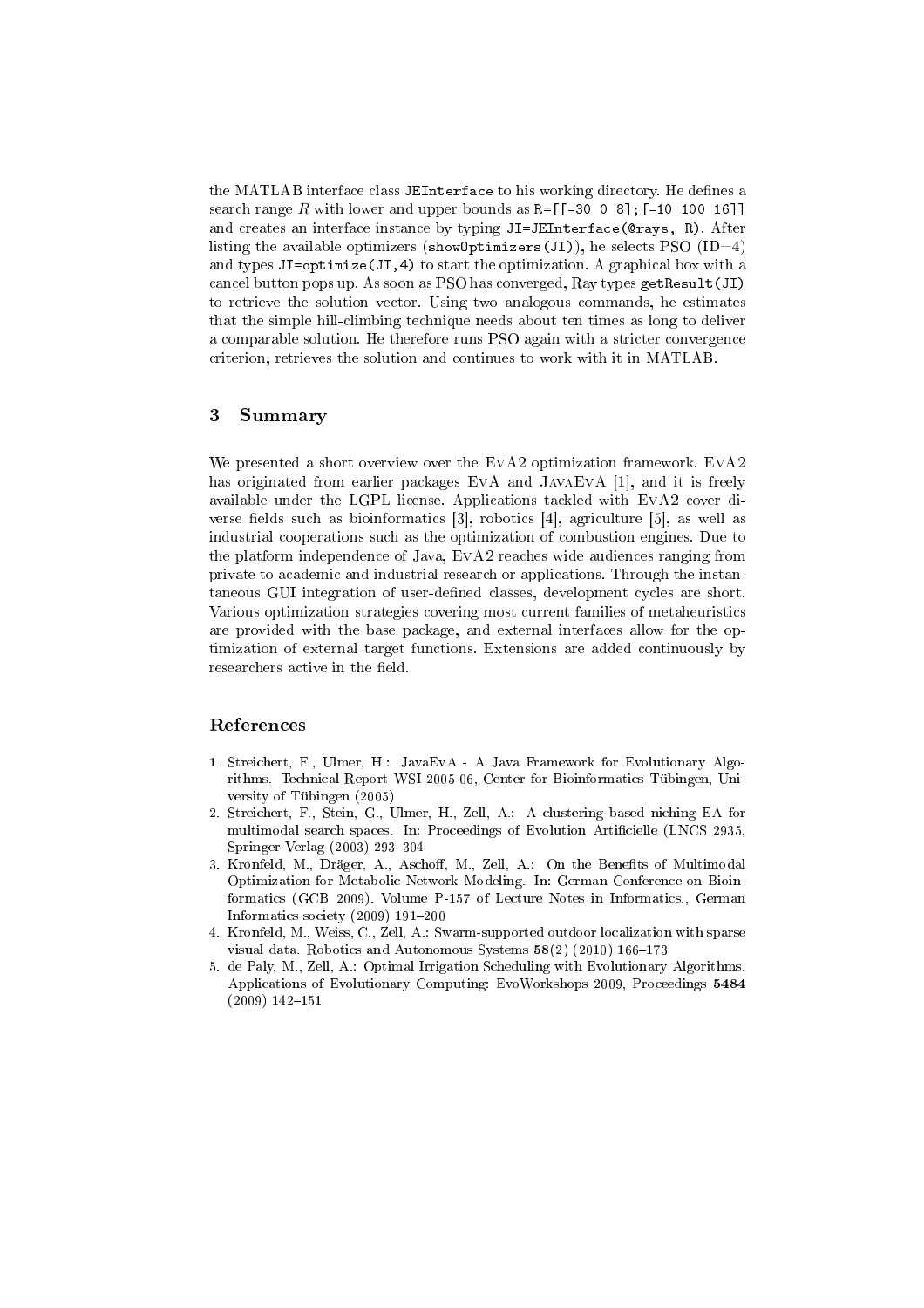the MATLAB interface class `JEInterface` to his working directory. He defines a search range $R$ with lower and upper bounds as `R=[[-30 0 8];[-10 100 16]]` and creates an interface instance by typing `JI=JEInterface(@rays, R)`. After listing the available optimizers (`showOptimizers(JI)`), he selects PSO (ID=4) and types `JI=optimize(JI,4)` to start the optimization. A graphical box with a cancel button pops up. As soon as PSO has converged, Ray types `getResult(JI)` to retrieve the solution vector. Using two analogous commands, he estimates that the simple hill-climbing technique needs about ten times as long to deliver a comparable solution. He therefore runs PSO again with a stricter convergence criterion, retrieves the solution and continues to work with it in MATLAB.

## 3 Summary

We presented a short overview over the EvA2 optimization framework. EvA2 has originated from earlier packages EvA and JavaEvA [1], and it is freely available under the LGPL license. Applications tackled with EvA2 cover diverse fields such as bioinformatics [3], robotics [4], agriculture [5], as well as industrial cooperations such as the optimization of combustion engines. Due to the platform independence of Java, EvA2 reaches wide audiences ranging from private to academic and industrial research or applications. Through the instantaneous GUI integration of user-defined classes, development cycles are short. Various optimization strategies covering most current families of metaheuristics are provided with the base package, and external interfaces allow for the optimization of external target functions. Extensions are added continuously by researchers active in the field.

## References

1. Streichert, F., Ulmer, H.: JavaEvA - A Java Framework for Evolutionary Algorithms. Technical Report WSI-2005-06, Center for Bioinformatics Tübingen, University of Tübingen (2005)
2. Streichert, F., Stein, G., Ulmer, H., Zell, A.: A clustering based niching EA for multimodal search spaces. In: Proceedings of Evolution Artificielle (LNCS 2935, Springer-Verlag (2003) 293–304
3. Kronfeld, M., Dräger, A., Aschoff, M., Zell, A.: On the Benefits of Multimodal Optimization for Metabolic Network Modeling. In: German Conference on Bioinformatics (GCB 2009). Volume P-157 of Lecture Notes in Informatics., German Informatics society (2009) 191–200
4. Kronfeld, M., Weiss, C., Zell, A.: Swarm-supported outdoor localization with sparse visual data. Robotics and Autonomous Systems **58**(2) (2010) 166–173
5. de Paly, M., Zell, A.: Optimal Irrigation Scheduling with Evolutionary Algorithms. Applications of Evolutionary Computing: EvoWorkshops 2009, Proceedings **5484** (2009) 142–151